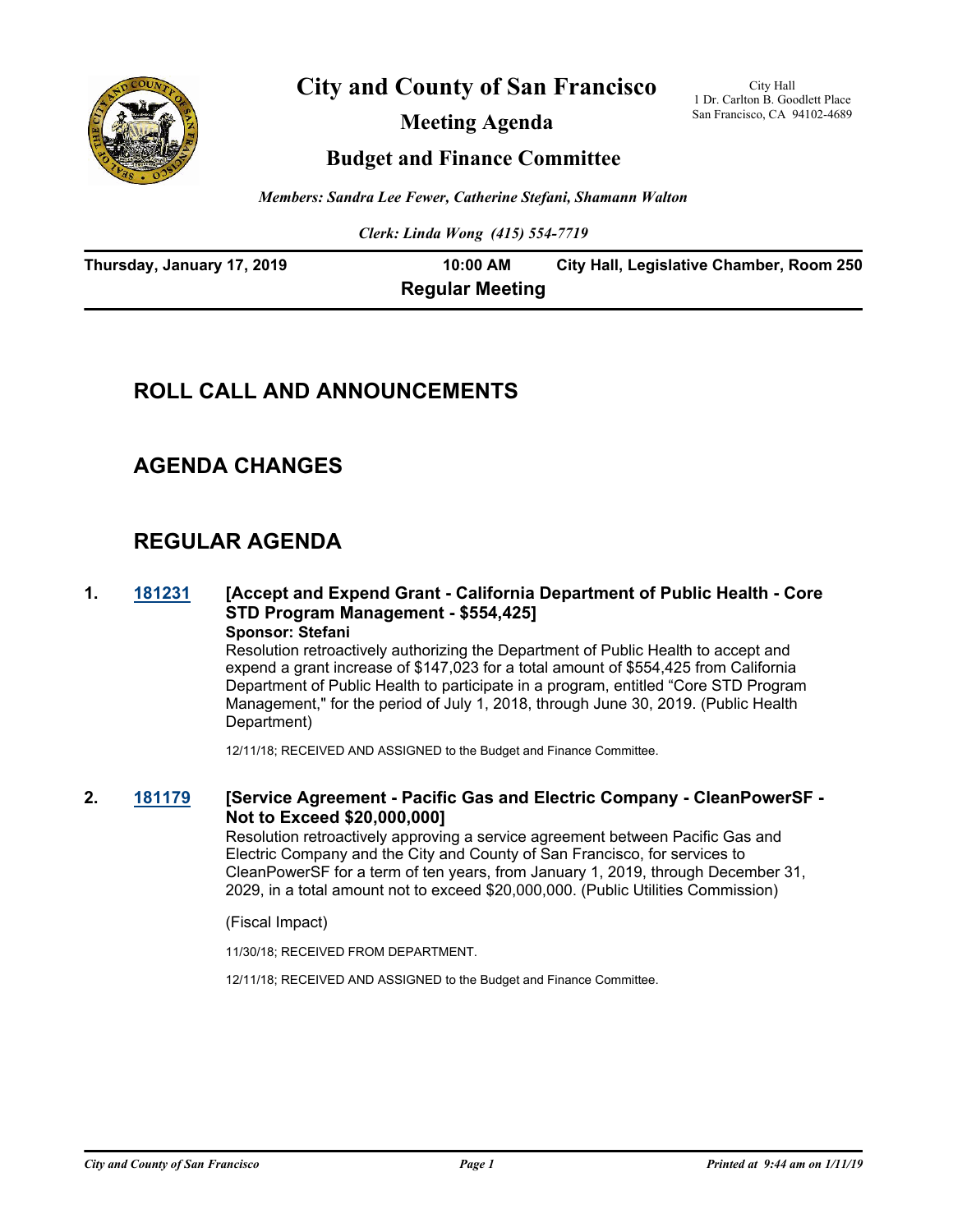# City and County of San Francisco

City Hall
1 Dr. Carlton B. Goodlett Place
San Francisco, CA 94102-4689

## Meeting Agenda

## Budget and Finance Committee

*Members: Sandra Lee Fewer, Catherine Stefani, Shamann Walton*

*Clerk: Linda Wong (415) 554-7719*

**Thursday, January 17, 2019** **10:00 AM** **City Hall, Legislative Chamber, Room 250**

**Regular Meeting**

## ROLL CALL AND ANNOUNCEMENTS

## AGENDA CHANGES

## REGULAR AGENDA

**1.** **181231** **[Accept and Expend Grant - California Department of Public Health - Core STD Program Management - $554,425]**

**Sponsor: Stefani**

Resolution retroactively authorizing the Department of Public Health to accept and expend a grant increase of $147,023 for a total amount of $554,425 from California Department of Public Health to participate in a program, entitled "Core STD Program Management," for the period of July 1, 2018, through June 30, 2019. (Public Health Department)

12/11/18; RECEIVED AND ASSIGNED to the Budget and Finance Committee.

**2.** **181179** **[Service Agreement - Pacific Gas and Electric Company - CleanPowerSF - Not to Exceed $20,000,000]**

Resolution retroactively approving a service agreement between Pacific Gas and Electric Company and the City and County of San Francisco, for services to CleanPowerSF for a term of ten years, from January 1, 2019, through December 31, 2029, in a total amount not to exceed $20,000,000. (Public Utilities Commission)

(Fiscal Impact)

11/30/18; RECEIVED FROM DEPARTMENT.

12/11/18; RECEIVED AND ASSIGNED to the Budget and Finance Committee.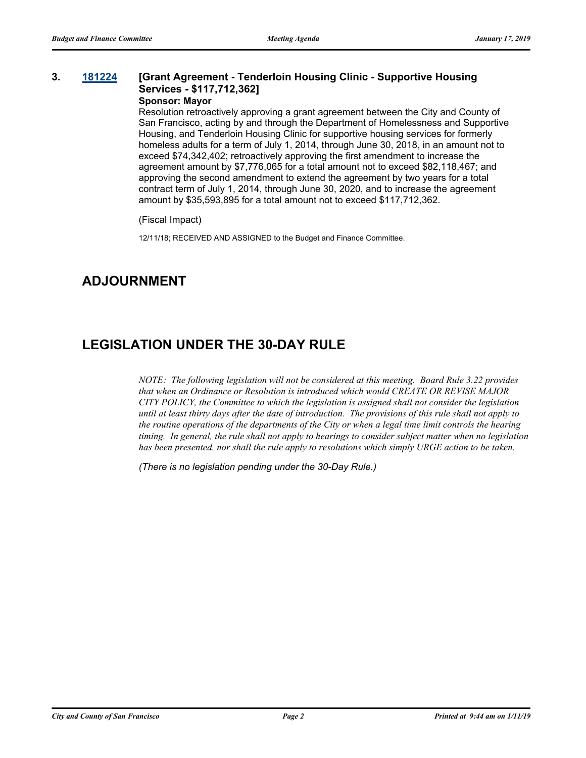**3. 181224 [Grant Agreement - Tenderloin Housing Clinic - Supportive Housing Services - $117,712,362]**

**Sponsor: Mayor**

Resolution retroactively approving a grant agreement between the City and County of San Francisco, acting by and through the Department of Homelessness and Supportive Housing, and Tenderloin Housing Clinic for supportive housing services for formerly homeless adults for a term of July 1, 2014, through June 30, 2018, in an amount not to exceed $74,342,402; retroactively approving the first amendment to increase the agreement amount by $7,776,065 for a total amount not to exceed $82,118,467; and approving the second amendment to extend the agreement by two years for a total contract term of July 1, 2014, through June 30, 2020, and to increase the agreement amount by $35,593,895 for a total amount not to exceed $117,712,362.

(Fiscal Impact)

12/11/18; RECEIVED AND ASSIGNED to the Budget and Finance Committee.

## ADJOURNMENT

## LEGISLATION UNDER THE 30-DAY RULE

*NOTE: The following legislation will not be considered at this meeting. Board Rule 3.22 provides that when an Ordinance or Resolution is introduced which would CREATE OR REVISE MAJOR CITY POLICY, the Committee to which the legislation is assigned shall not consider the legislation until at least thirty days after the date of introduction. The provisions of this rule shall not apply to the routine operations of the departments of the City or when a legal time limit controls the hearing timing. In general, the rule shall not apply to hearings to consider subject matter when no legislation has been presented, nor shall the rule apply to resolutions which simply URGE action to be taken.*

*(There is no legislation pending under the 30-Day Rule.)*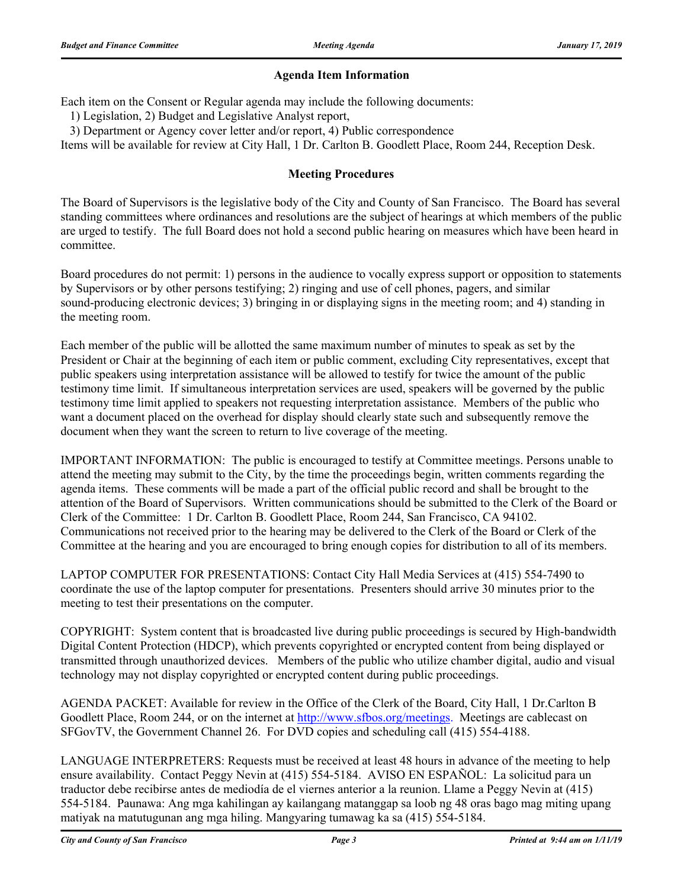## Agenda Item Information

Each item on the Consent or Regular agenda may include the following documents:
1) Legislation, 2) Budget and Legislative Analyst report,
3) Department or Agency cover letter and/or report, 4) Public correspondence
Items will be available for review at City Hall, 1 Dr. Carlton B. Goodlett Place, Room 244, Reception Desk.

## Meeting Procedures

The Board of Supervisors is the legislative body of the City and County of San Francisco. The Board has several standing committees where ordinances and resolutions are the subject of hearings at which members of the public are urged to testify. The full Board does not hold a second public hearing on measures which have been heard in committee.

Board procedures do not permit: 1) persons in the audience to vocally express support or opposition to statements by Supervisors or by other persons testifying; 2) ringing and use of cell phones, pagers, and similar sound-producing electronic devices; 3) bringing in or displaying signs in the meeting room; and 4) standing in the meeting room.

Each member of the public will be allotted the same maximum number of minutes to speak as set by the President or Chair at the beginning of each item or public comment, excluding City representatives, except that public speakers using interpretation assistance will be allowed to testify for twice the amount of the public testimony time limit. If simultaneous interpretation services are used, speakers will be governed by the public testimony time limit applied to speakers not requesting interpretation assistance. Members of the public who want a document placed on the overhead for display should clearly state such and subsequently remove the document when they want the screen to return to live coverage of the meeting.

IMPORTANT INFORMATION: The public is encouraged to testify at Committee meetings. Persons unable to attend the meeting may submit to the City, by the time the proceedings begin, written comments regarding the agenda items. These comments will be made a part of the official public record and shall be brought to the attention of the Board of Supervisors. Written communications should be submitted to the Clerk of the Board or Clerk of the Committee: 1 Dr. Carlton B. Goodlett Place, Room 244, San Francisco, CA 94102. Communications not received prior to the hearing may be delivered to the Clerk of the Board or Clerk of the Committee at the hearing and you are encouraged to bring enough copies for distribution to all of its members.

LAPTOP COMPUTER FOR PRESENTATIONS: Contact City Hall Media Services at (415) 554-7490 to coordinate the use of the laptop computer for presentations. Presenters should arrive 30 minutes prior to the meeting to test their presentations on the computer.

COPYRIGHT: System content that is broadcasted live during public proceedings is secured by High-bandwidth Digital Content Protection (HDCP), which prevents copyrighted or encrypted content from being displayed or transmitted through unauthorized devices. Members of the public who utilize chamber digital, audio and visual technology may not display copyrighted or encrypted content during public proceedings.

AGENDA PACKET: Available for review in the Office of the Clerk of the Board, City Hall, 1 Dr.Carlton B Goodlett Place, Room 244, or on the internet at http://www.sfbos.org/meetings. Meetings are cablecast on SFGovTV, the Government Channel 26. For DVD copies and scheduling call (415) 554-4188.

LANGUAGE INTERPRETERS: Requests must be received at least 48 hours in advance of the meeting to help ensure availability. Contact Peggy Nevin at (415) 554-5184. AVISO EN ESPAÑOL: La solicitud para un traductor debe recibirse antes de mediodía de el viernes anterior a la reunion. Llame a Peggy Nevin at (415) 554-5184. Paunawa: Ang mga kahilingan ay kailangang matanggap sa loob ng 48 oras bago mag miting upang matiyak na matutugunan ang mga hiling. Mangyaring tumawag ka sa (415) 554-5184.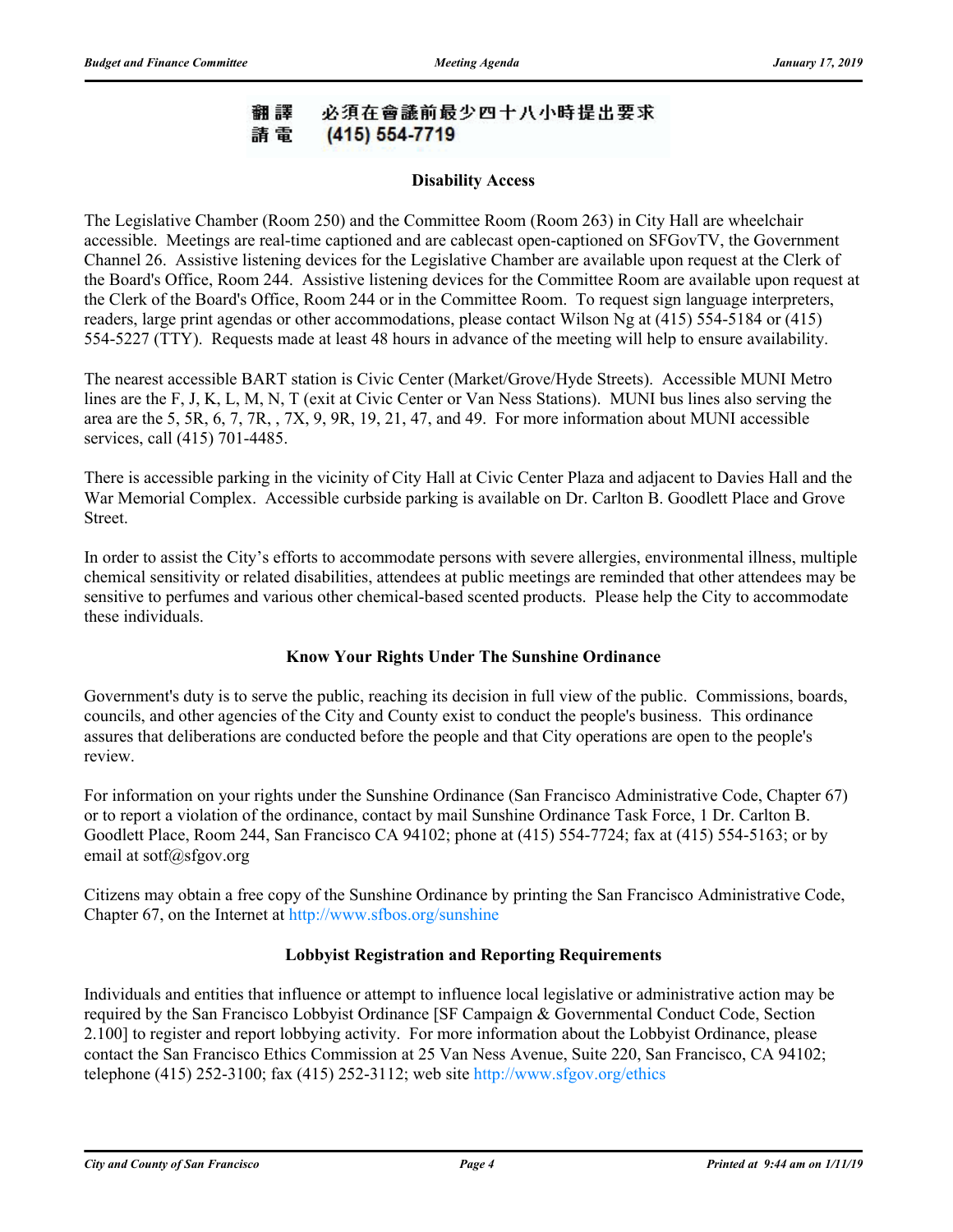翻譯　必須在會議前最少四十八小時提出要求
請電　(415) 554-7719

## Disability Access

The Legislative Chamber (Room 250) and the Committee Room (Room 263) in City Hall are wheelchair accessible. Meetings are real-time captioned and are cablecast open-captioned on SFGovTV, the Government Channel 26. Assistive listening devices for the Legislative Chamber are available upon request at the Clerk of the Board's Office, Room 244. Assistive listening devices for the Committee Room are available upon request at the Clerk of the Board's Office, Room 244 or in the Committee Room. To request sign language interpreters, readers, large print agendas or other accommodations, please contact Wilson Ng at (415) 554-5184 or (415) 554-5227 (TTY). Requests made at least 48 hours in advance of the meeting will help to ensure availability.

The nearest accessible BART station is Civic Center (Market/Grove/Hyde Streets). Accessible MUNI Metro lines are the F, J, K, L, M, N, T (exit at Civic Center or Van Ness Stations). MUNI bus lines also serving the area are the 5, 5R, 6, 7, 7R, , 7X, 9, 9R, 19, 21, 47, and 49. For more information about MUNI accessible services, call (415) 701-4485.

There is accessible parking in the vicinity of City Hall at Civic Center Plaza and adjacent to Davies Hall and the War Memorial Complex. Accessible curbside parking is available on Dr. Carlton B. Goodlett Place and Grove Street.

In order to assist the City's efforts to accommodate persons with severe allergies, environmental illness, multiple chemical sensitivity or related disabilities, attendees at public meetings are reminded that other attendees may be sensitive to perfumes and various other chemical-based scented products. Please help the City to accommodate these individuals.

## Know Your Rights Under The Sunshine Ordinance

Government's duty is to serve the public, reaching its decision in full view of the public. Commissions, boards, councils, and other agencies of the City and County exist to conduct the people's business. This ordinance assures that deliberations are conducted before the people and that City operations are open to the people's review.

For information on your rights under the Sunshine Ordinance (San Francisco Administrative Code, Chapter 67) or to report a violation of the ordinance, contact by mail Sunshine Ordinance Task Force, 1 Dr. Carlton B. Goodlett Place, Room 244, San Francisco CA 94102; phone at (415) 554-7724; fax at (415) 554-5163; or by email at sotf@sfgov.org

Citizens may obtain a free copy of the Sunshine Ordinance by printing the San Francisco Administrative Code, Chapter 67, on the Internet at http://www.sfbos.org/sunshine

## Lobbyist Registration and Reporting Requirements

Individuals and entities that influence or attempt to influence local legislative or administrative action may be required by the San Francisco Lobbyist Ordinance [SF Campaign & Governmental Conduct Code, Section 2.100] to register and report lobbying activity. For more information about the Lobbyist Ordinance, please contact the San Francisco Ethics Commission at 25 Van Ness Avenue, Suite 220, San Francisco, CA 94102; telephone (415) 252-3100; fax (415) 252-3112; web site http://www.sfgov.org/ethics